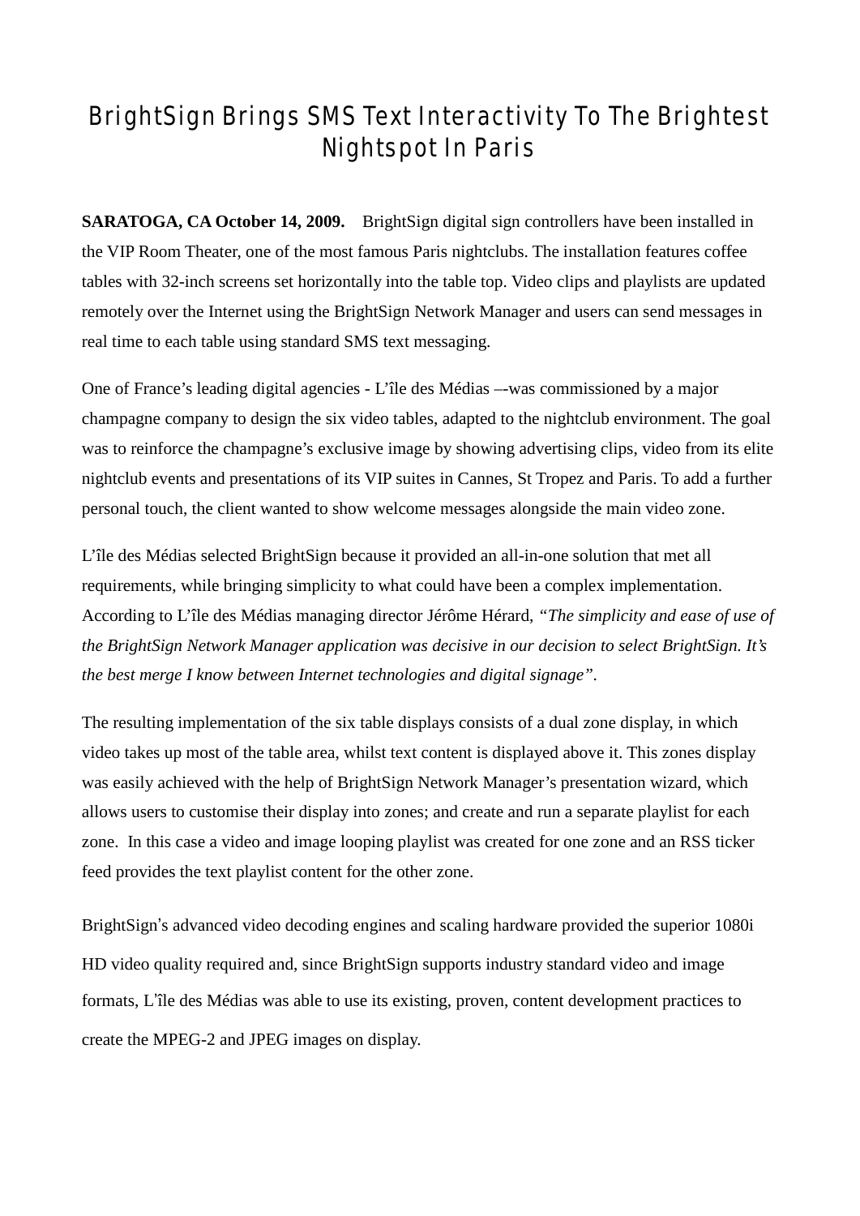# BrightSign Brings SMS Text Interactivity To The Brightest Nightspot In Paris

**SARATOGA, CA October 14, 2009.** BrightSign digital sign controllers have been installed in the VIP Room Theater, one of the most famous Paris nightclubs. The installation features coffee tables with 32-inch screens set horizontally into the table top. Video clips and playlists are updated remotely over the Internet using the BrightSign Network Manager and users can send messages in real time to each table using standard SMS text messaging.

One of France's leading digital agencies - L'île des Médias –-was commissioned by a major champagne company to design the six video tables, adapted to the nightclub environment. The goal was to reinforce the champagne's exclusive image by showing advertising clips, video from its elite nightclub events and presentations of its VIP suites in Cannes, St Tropez and Paris. To add a further personal touch, the client wanted to show welcome messages alongside the main video zone.

L'île des Médias selected BrightSign because it provided an all-in-one solution that met all requirements, while bringing simplicity to what could have been a complex implementation. According to L'île des Médias managing director Jérôme Hérard, *"The simplicity and ease of use of the BrightSign Network Manager application was decisive in our decision to select BrightSign. It's the best merge I know between Internet technologies and digital signage"*.

The resulting implementation of the six table displays consists of a dual zone display, in which video takes up most of the table area, whilst text content is displayed above it. This zones display was easily achieved with the help of BrightSign Network Manager's presentation wizard, which allows users to customise their display into zones; and create and run a separate playlist for each zone. In this case a video and image looping playlist was created for one zone and an RSS ticker feed provides the text playlist content for the other zone.

BrightSign's advanced video decoding engines and scaling hardware provided the superior 1080i HD video quality required and, since BrightSign supports industry standard video and image formats, L'île des Médias was able to use its existing, proven, content development practices to create the MPEG-2 and JPEG images on display.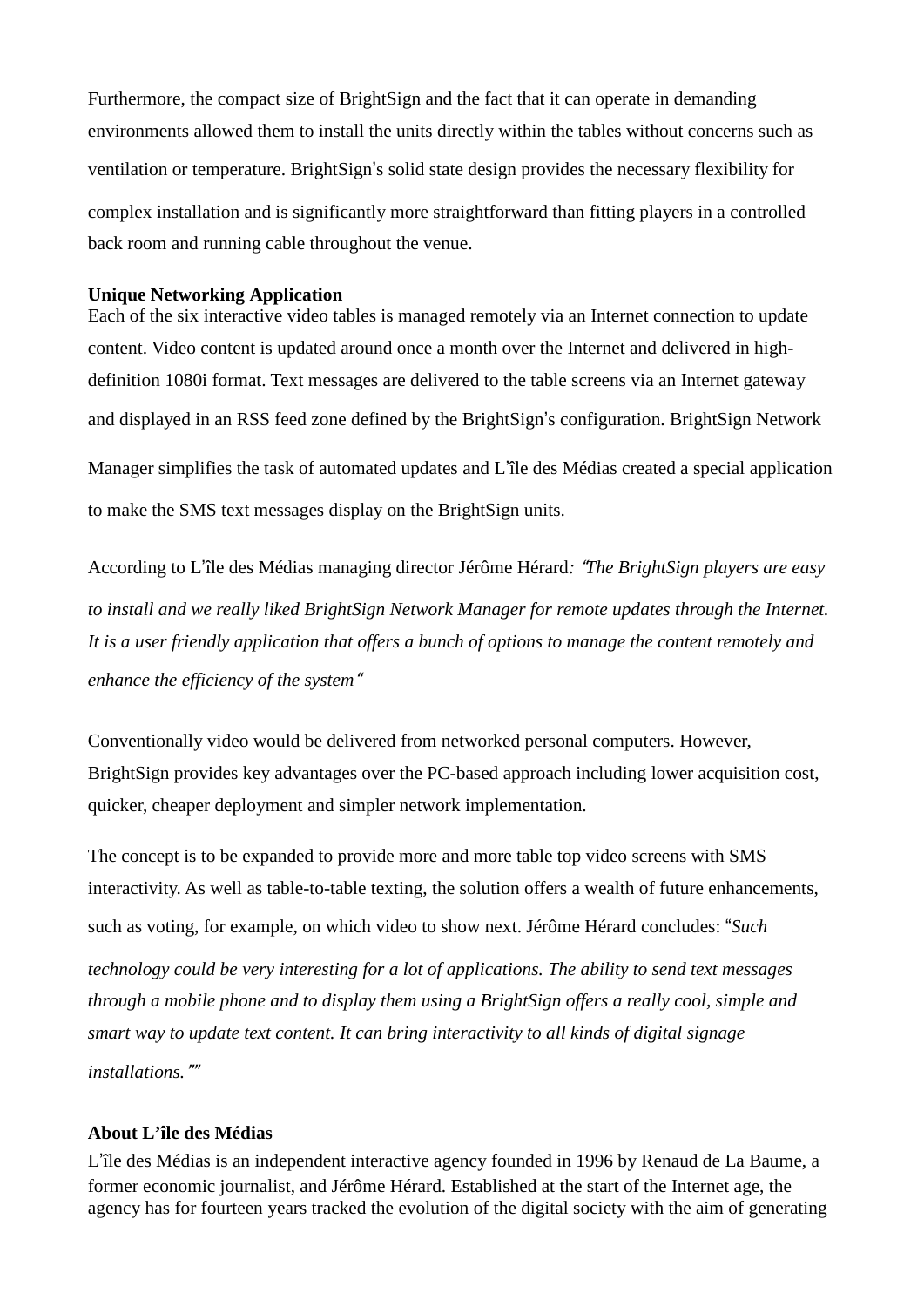Furthermore, the compact size of BrightSign and the fact that it can operate in demanding environments allowed them to install the units directly within the tables without concerns such as ventilation or temperature. BrightSign's solid state design provides the necessary flexibility for complex installation and is significantly more straightforward than fitting players in a controlled back room and running cable throughout the venue.

**Unique Networking Application**

Each of the six interactive video tables is managed remotely via an Internet connection to update content. Video content is updated around once a month over the Internet and delivered in high-definition 1080i format. Text messages are delivered to the table screens via an Internet gateway and displayed in an RSS feed zone defined by the BrightSign's configuration. BrightSign Network Manager simplifies the task of automated updates and L'île des Médias created a special application to make the SMS text messages display on the BrightSign units.

According to L'île des Médias managing director Jérôme Hérard*: "The BrightSign players are easy to install and we really liked BrightSign Network Manager for remote updates through the Internet. It is a user friendly application that offers a bunch of options to manage the content remotely and enhance the efficiency of the system"*

Conventionally video would be delivered from networked personal computers. However, BrightSign provides key advantages over the PC-based approach including lower acquisition cost, quicker, cheaper deployment and simpler network implementation.

The concept is to be expanded to provide more and more table top video screens with SMS interactivity. As well as table-to-table texting, the solution offers a wealth of future enhancements, such as voting, for example, on which video to show next. Jérôme Hérard concludes: "*Such technology could be very interesting for a lot of applications. The ability to send text messages through a mobile phone and to display them using a BrightSign offers a really cool, simple and smart way to update text content. It can bring interactivity to all kinds of digital signage installations."*"

**About L'île des Médias**

L'île des Médias is an independent interactive agency founded in 1996 by Renaud de La Baume, a former economic journalist, and Jérôme Hérard. Established at the start of the Internet age, the agency has for fourteen years tracked the evolution of the digital society with the aim of generating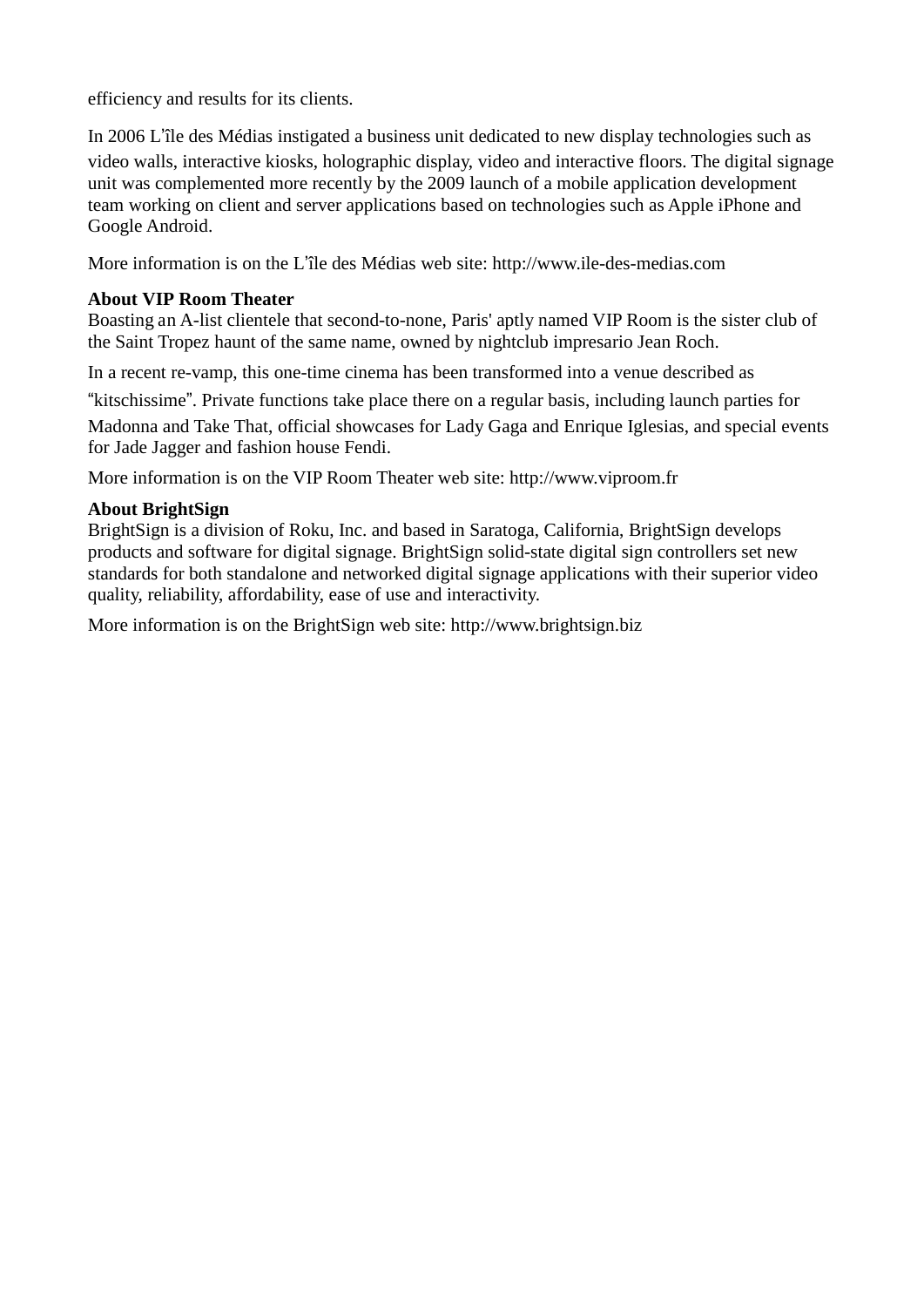efficiency and results for its clients.

In 2006 L'île des Médias instigated a business unit dedicated to new display technologies such as video walls, interactive kiosks, holographic display, video and interactive floors. The digital signage unit was complemented more recently by the 2009 launch of a mobile application development team working on client and server applications based on technologies such as Apple iPhone and Google Android.

More information is on the L'île des Médias web site: http://www.ile-des-medias.com

**About VIP Room Theater**
Boasting an A-list clientele that second-to-none, Paris' aptly named VIP Room is the sister club of the Saint Tropez haunt of the same name, owned by nightclub impresario Jean Roch.

In a recent re-vamp, this one-time cinema has been transformed into a venue described as "kitschissime". Private functions take place there on a regular basis, including launch parties for Madonna and Take That, official showcases for Lady Gaga and Enrique Iglesias, and special events for Jade Jagger and fashion house Fendi.

More information is on the VIP Room Theater web site: http://www.viproom.fr

**About BrightSign**
BrightSign is a division of Roku, Inc. and based in Saratoga, California, BrightSign develops products and software for digital signage. BrightSign solid-state digital sign controllers set new standards for both standalone and networked digital signage applications with their superior video quality, reliability, affordability, ease of use and interactivity.

More information is on the BrightSign web site: http://www.brightsign.biz